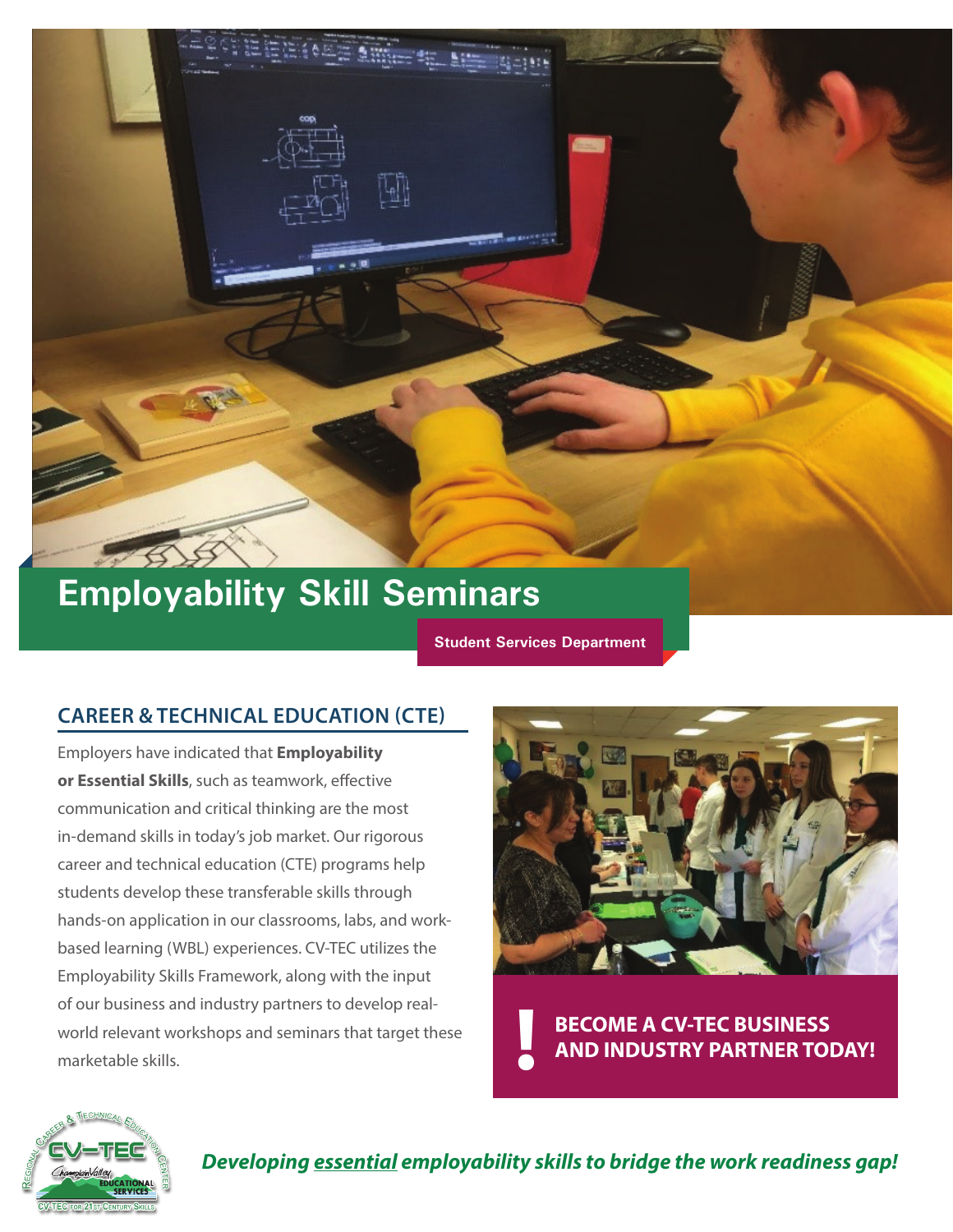# Employability Skill Seminars

**Student Services Department**

## CAREER & TECHNICAL EDUCATION (CTE)

Employers have indicated that **Employability or Essential Skills**, such as teamwork, effective communication and critical thinking are the most in-demand skills in today's job market. Our rigorous career and technical education (CTE) programs help students develop these transferable skills through hands-on application in our classrooms, labs, and work-based learning (WBL) experiences. CV-TEC utilizes the Employability Skills Framework, along with the input of our business and industry partners to develop real-world relevant workshops and seminars that target these marketable skills.

**! BECOME A CV-TEC BUSINESS AND INDUSTRY PARTNER TODAY!**

***Developing essential employability skills to bridge the work readiness gap!***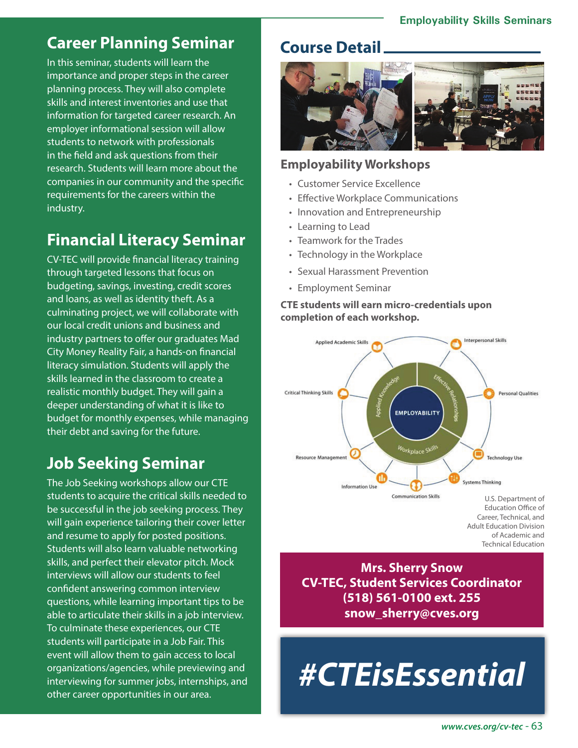## Career Planning Seminar

In this seminar, students will learn the importance and proper steps in the career planning process. They will also complete skills and interest inventories and use that information for targeted career research. An employer informational session will allow students to network with professionals in the field and ask questions from their research. Students will learn more about the companies in our community and the specific requirements for the careers within the industry.

## Financial Literacy Seminar

CV-TEC will provide financial literacy training through targeted lessons that focus on budgeting, savings, investing, credit scores and loans, as well as identity theft. As a culminating project, we will collaborate with our local credit unions and business and industry partners to offer our graduates Mad City Money Reality Fair, a hands-on financial literacy simulation. Students will apply the skills learned in the classroom to create a realistic monthly budget. They will gain a deeper understanding of what it is like to budget for monthly expenses, while managing their debt and saving for the future.

## Job Seeking Seminar

The Job Seeking workshops allow our CTE students to acquire the critical skills needed to be successful in the job seeking process. They will gain experience tailoring their cover letter and resume to apply for posted positions. Students will also learn valuable networking skills, and perfect their elevator pitch. Mock interviews will allow our students to feel confident answering common interview questions, while learning important tips to be able to articulate their skills in a job interview. To culminate these experiences, our CTE students will participate in a Job Fair. This event will allow them to gain access to local organizations/agencies, while previewing and interviewing for summer jobs, internships, and other career opportunities in our area.

## Course Detail

### Employability Workshops

- Customer Service Excellence
- Effective Workplace Communications
- Innovation and Entrepreneurship
- Learning to Lead
- Teamwork for the Trades
- Technology in the Workplace
- Sexual Harassment Prevention
- Employment Seminar

**CTE students will earn micro-credentials upon completion of each workshop.**

EMPLOYABILITY
Applied Knowledge
Effective Relationships
Workplace Skills
Applied Academic Skills
Interpersonal Skills
Critical Thinking Skills
Personal Qualities
Resource Management
Technology Use
Information Use
Systems Thinking
Communication Skills

U.S. Department of Education Office of Career, Technical, and Adult Education Division of Academic and Technical Education

**Mrs. Sherry Snow**
**CV-TEC, Student Services Coordinator**
**(518) 561-0100 ext. 255**
**snow_sherry@cves.org**

# *#CTEisEssential*